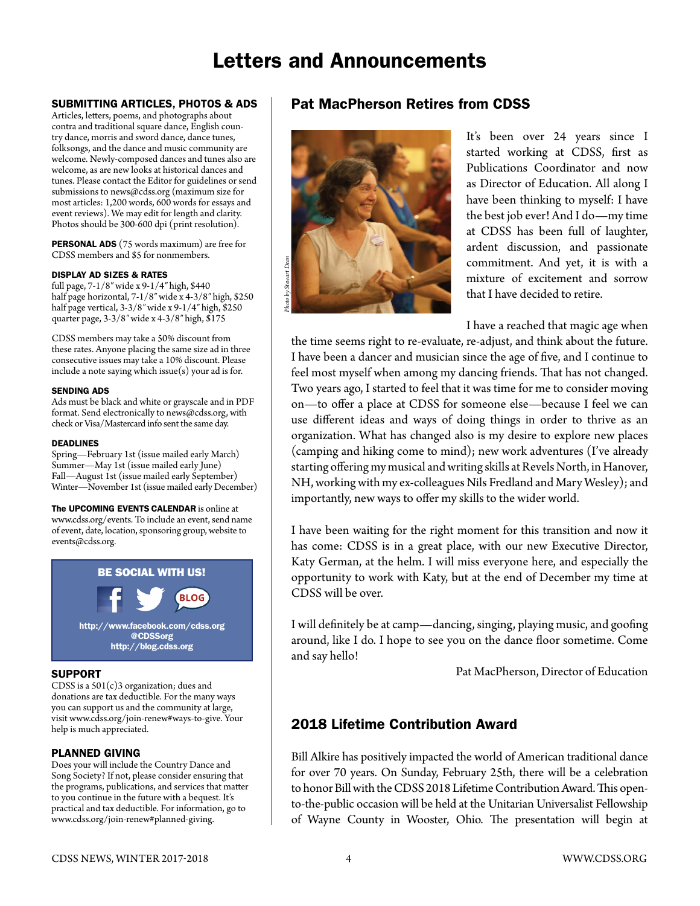# Letters and Announcements

## SUBMITTING ARTICLES, PHOTOS & ADS

Articles, letters, poems, and photographs about contra and traditional square dance, English country dance, morris and sword dance, dance tunes, folksongs, and the dance and music community are welcome. Newly-composed dances and tunes also are welcome, as are new looks at historical dances and tunes. Please contact the Editor for guidelines or send submissions to news@cdss.org (maximum size for most articles: 1,200 words, 600 words for essays and event reviews). We may edit for length and clarity. Photos should be 300-600 dpi (print resolution).

**PERSONAL ADS** (75 words maximum) are free for CDSS members and $5 for nonmembers.

### DISPLAY AD SIZES & RATES

full page, 7-1/8″ wide x 9-1/4″ high, $440
half page horizontal, 7-1/8″ wide x 4-3/8″ high, $250
half page vertical, 3-3/8″ wide x 9-1/4″ high, $250
quarter page, 3-3/8″ wide x 4-3/8″ high, $175

CDSS members may take a 50% discount from these rates. Anyone placing the same size ad in three consecutive issues may take a 10% discount. Please include a note saying which issue(s) your ad is for.

### SENDING ADS

Ads must be black and white or grayscale and in PDF format. Send electronically to news@cdss.org, with check or Visa/Mastercard info sent the same day.

### DEADLINES

Spring—February 1st (issue mailed early March)
Summer—May 1st (issue mailed early June)
Fall—August 1st (issue mailed early September)
Winter—November 1st (issue mailed early December)

**The UPCOMING EVENTS CALENDAR** is online at www.cdss.org/events. To include an event, send name of event, date, location, sponsoring group, website to events@cdss.org.

**BE SOCIAL WITH US!**

http://www.facebook.com/cdss.org
@CDSSorg
http://blog.cdss.org

## SUPPORT

CDSS is a 501(c)3 organization; dues and donations are tax deductible. For the many ways you can support us and the community at large, visit www.cdss.org/join-renew#ways-to-give. Your help is much appreciated.

## PLANNED GIVING

Does your will include the Country Dance and Song Society? If not, please consider ensuring that the programs, publications, and services that matter to you continue in the future with a bequest. It's practical and tax deductible. For information, go to www.cdss.org/join-renew#planned-giving.

## Pat MacPherson Retires from CDSS

*Photo by Stewart Dean*

It's been over 24 years since I started working at CDSS, first as Publications Coordinator and now as Director of Education. All along I have been thinking to myself: I have the best job ever! And I do—my time at CDSS has been full of laughter, ardent discussion, and passionate commitment. And yet, it is with a mixture of excitement and sorrow that I have decided to retire.

I have a reached that magic age when the time seems right to re-evaluate, re-adjust, and think about the future. I have been a dancer and musician since the age of five, and I continue to feel most myself when among my dancing friends. That has not changed. Two years ago, I started to feel that it was time for me to consider moving on—to offer a place at CDSS for someone else—because I feel we can use different ideas and ways of doing things in order to thrive as an organization. What has changed also is my desire to explore new places (camping and hiking come to mind); new work adventures (I've already starting offering my musical and writing skills at Revels North, in Hanover, NH, working with my ex-colleagues Nils Fredland and Mary Wesley); and importantly, new ways to offer my skills to the wider world.

I have been waiting for the right moment for this transition and now it has come: CDSS is in a great place, with our new Executive Director, Katy German, at the helm. I will miss everyone here, and especially the opportunity to work with Katy, but at the end of December my time at CDSS will be over.

I will definitely be at camp—dancing, singing, playing music, and goofing around, like I do. I hope to see you on the dance floor sometime. Come and say hello!

Pat MacPherson, Director of Education

## 2018 Lifetime Contribution Award

Bill Alkire has positively impacted the world of American traditional dance for over 70 years. On Sunday, February 25th, there will be a celebration to honor Bill with the CDSS 2018 Lifetime Contribution Award. This open-to-the-public occasion will be held at the Unitarian Universalist Fellowship of Wayne County in Wooster, Ohio. The presentation will begin at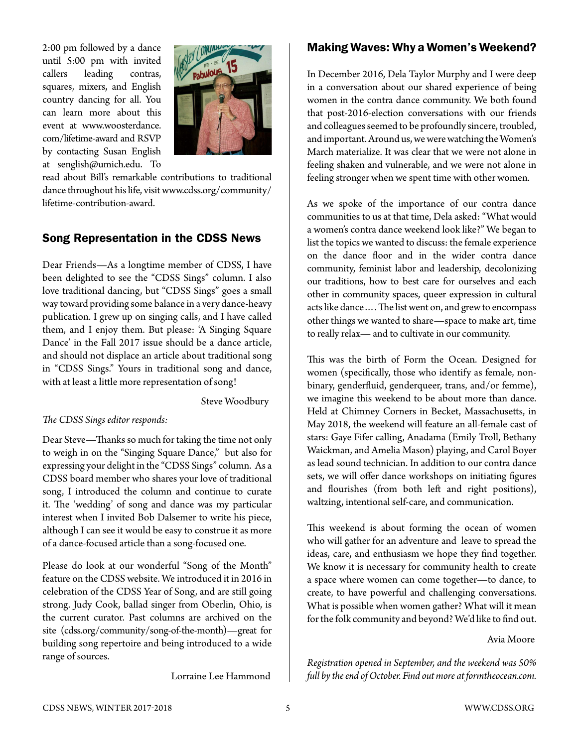2:00 pm followed by a dance until 5:00 pm with invited callers leading contras, squares, mixers, and English country dancing for all. You can learn more about this event at www.woosterdance.com/lifetime-award and RSVP by contacting Susan English at senglish@umich.edu. To read about Bill's remarkable contributions to traditional dance throughout his life, visit www.cdss.org/community/lifetime-contribution-award.

## Song Representation in the CDSS News

Dear Friends—As a longtime member of CDSS, I have been delighted to see the "CDSS Sings" column. I also love traditional dancing, but "CDSS Sings" goes a small way toward providing some balance in a very dance-heavy publication. I grew up on singing calls, and I have called them, and I enjoy them. But please: 'A Singing Square Dance' in the Fall 2017 issue should be a dance article, and should not displace an article about traditional song in "CDSS Sings." Yours in traditional song and dance, with at least a little more representation of song!

Steve Woodbury

*The CDSS Sings editor responds:*

Dear Steve—Thanks so much for taking the time not only to weigh in on the "Singing Square Dance," but also for expressing your delight in the "CDSS Sings" column. As a CDSS board member who shares your love of traditional song, I introduced the column and continue to curate it. The 'wedding' of song and dance was my particular interest when I invited Bob Dalsemer to write his piece, although I can see it would be easy to construe it as more of a dance-focused article than a song-focused one.

Please do look at our wonderful "Song of the Month" feature on the CDSS website. We introduced it in 2016 in celebration of the CDSS Year of Song, and are still going strong. Judy Cook, ballad singer from Oberlin, Ohio, is the current curator. Past columns are archived on the site (cdss.org/community/song-of-the-month)—great for building song repertoire and being introduced to a wide range of sources.

Lorraine Lee Hammond

## Making Waves: Why a Women's Weekend?

In December 2016, Dela Taylor Murphy and I were deep in a conversation about our shared experience of being women in the contra dance community. We both found that post-2016-election conversations with our friends and colleagues seemed to be profoundly sincere, troubled, and important. Around us, we were watching the Women's March materialize. It was clear that we were not alone in feeling shaken and vulnerable, and we were not alone in feeling stronger when we spent time with other women.

As we spoke of the importance of our contra dance communities to us at that time, Dela asked: "What would a women's contra dance weekend look like?" We began to list the topics we wanted to discuss: the female experience on the dance floor and in the wider contra dance community, feminist labor and leadership, decolonizing our traditions, how to best care for ourselves and each other in community spaces, queer expression in cultural acts like dance . . . . The list went on, and grew to encompass other things we wanted to share—space to make art, time to really relax— and to cultivate in our community.

This was the birth of Form the Ocean. Designed for women (specifically, those who identify as female, non-binary, genderfluid, genderqueer, trans, and/or femme), we imagine this weekend to be about more than dance. Held at Chimney Corners in Becket, Massachusetts, in May 2018, the weekend will feature an all-female cast of stars: Gaye Fifer calling, Anadama (Emily Troll, Bethany Waickman, and Amelia Mason) playing, and Carol Boyer as lead sound technician. In addition to our contra dance sets, we will offer dance workshops on initiating figures and flourishes (from both left and right positions), waltzing, intentional self-care, and communication.

This weekend is about forming the ocean of women who will gather for an adventure and leave to spread the ideas, care, and enthusiasm we hope they find together. We know it is necessary for community health to create a space where women can come together—to dance, to create, to have powerful and challenging conversations. What is possible when women gather? What will it mean for the folk community and beyond? We'd like to find out.

Avia Moore

*Registration opened in September, and the weekend was 50% full by the end of October. Find out more at formtheocean.com.*